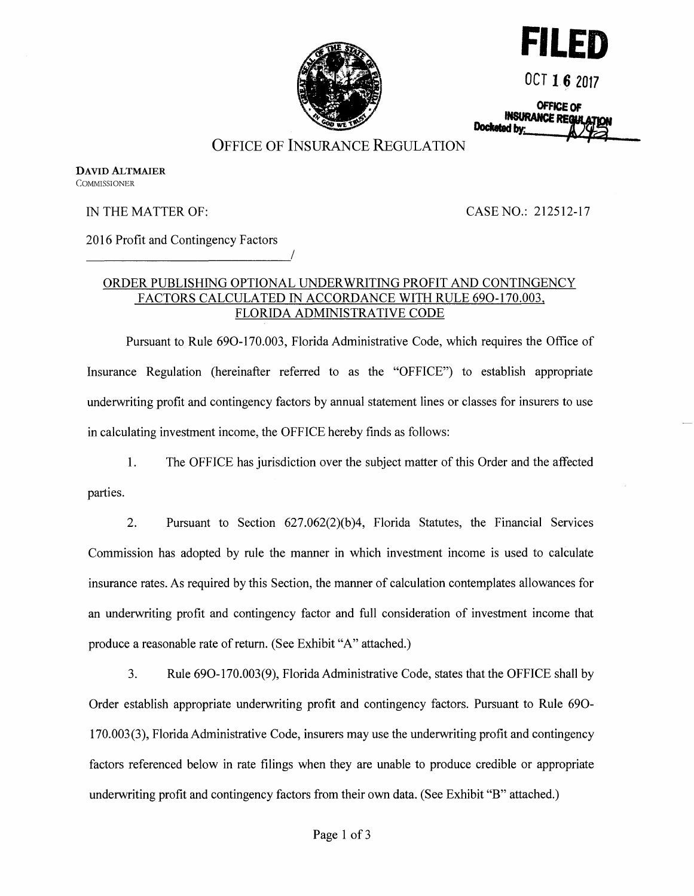**FILED**

OCT 16 2017

OFFICE OF INSURANCE REGULATION
Docketed by: [signature]

OFFICE OF INSURANCE REGULATION

**DAVID ALTMAIER**
COMMISSIONER

IN THE MATTER OF: CASE NO.: 212512-17

2016 Profit and Contingency Factors

_______________________________/

## ORDER PUBLISHING OPTIONAL UNDERWRITING PROFIT AND CONTINGENCY FACTORS CALCULATED IN ACCORDANCE WITH RULE 69O-170.003, FLORIDA ADMINISTRATIVE CODE

Pursuant to Rule 69O-170.003, Florida Administrative Code, which requires the Office of Insurance Regulation (hereinafter referred to as the "OFFICE") to establish appropriate underwriting profit and contingency factors by annual statement lines or classes for insurers to use in calculating investment income, the OFFICE hereby finds as follows:

1. The OFFICE has jurisdiction over the subject matter of this Order and the affected parties.

2. Pursuant to Section 627.062(2)(b)4, Florida Statutes, the Financial Services Commission has adopted by rule the manner in which investment income is used to calculate insurance rates. As required by this Section, the manner of calculation contemplates allowances for an underwriting profit and contingency factor and full consideration of investment income that produce a reasonable rate of return. (See Exhibit "A" attached.)

3. Rule 69O-170.003(9), Florida Administrative Code, states that the OFFICE shall by Order establish appropriate underwriting profit and contingency factors. Pursuant to Rule 69O-170.003(3), Florida Administrative Code, insurers may use the underwriting profit and contingency factors referenced below in rate filings when they are unable to produce credible or appropriate underwriting profit and contingency factors from their own data. (See Exhibit "B" attached.)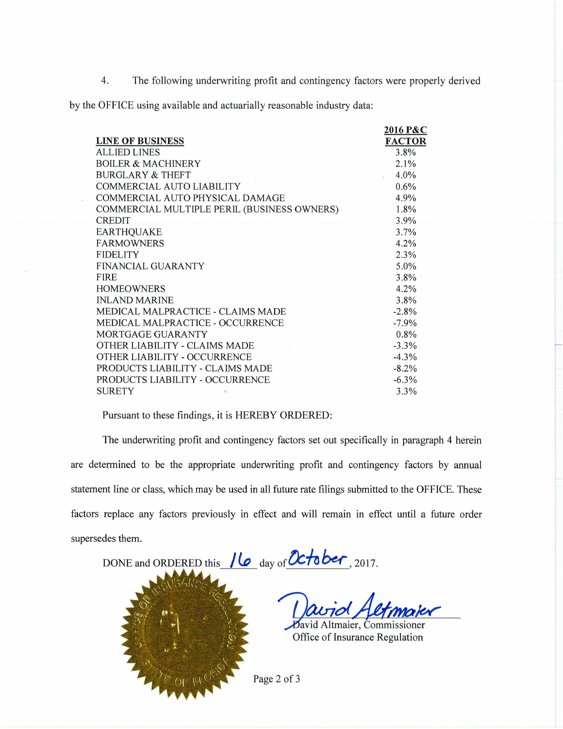4. The following underwriting profit and contingency factors were properly derived by the OFFICE using available and actuarially reasonable industry data:

| LINE OF BUSINESS | 2016 P&C FACTOR |
|---|---|
| ALLIED LINES | 3.8% |
| BOILER & MACHINERY | 2.1% |
| BURGLARY & THEFT | 4.0% |
| COMMERCIAL AUTO LIABILITY | 0.6% |
| COMMERCIAL AUTO PHYSICAL DAMAGE | 4.9% |
| COMMERCIAL MULTIPLE PERIL (BUSINESS OWNERS) | 1.8% |
| CREDIT | 3.9% |
| EARTHQUAKE | 3.7% |
| FARMOWNERS | 4.2% |
| FIDELITY | 2.3% |
| FINANCIAL GUARANTY | 5.0% |
| FIRE | 3.8% |
| HOMEOWNERS | 4.2% |
| INLAND MARINE | 3.8% |
| MEDICAL MALPRACTICE - CLAIMS MADE | -2.8% |
| MEDICAL MALPRACTICE - OCCURRENCE | -7.9% |
| MORTGAGE GUARANTY | 0.8% |
| OTHER LIABILITY - CLAIMS MADE | -3.3% |
| OTHER LIABILITY - OCCURRENCE | -4.3% |
| PRODUCTS LIABILITY - CLAIMS MADE | -8.2% |
| PRODUCTS LIABILITY - OCCURRENCE | -6.3% |
| SURETY | 3.3% |

Pursuant to these findings, it is HEREBY ORDERED:

The underwriting profit and contingency factors set out specifically in paragraph 4 herein are determined to be the appropriate underwriting profit and contingency factors by annual statement line or class, which may be used in all future rate filings submitted to the OFFICE. These factors replace any factors previously in effect and will remain in effect until a future order supersedes them.

DONE and ORDERED this 16 day of October, 2017.

David Altmaier

David Altmaier, Commissioner
Office of Insurance Regulation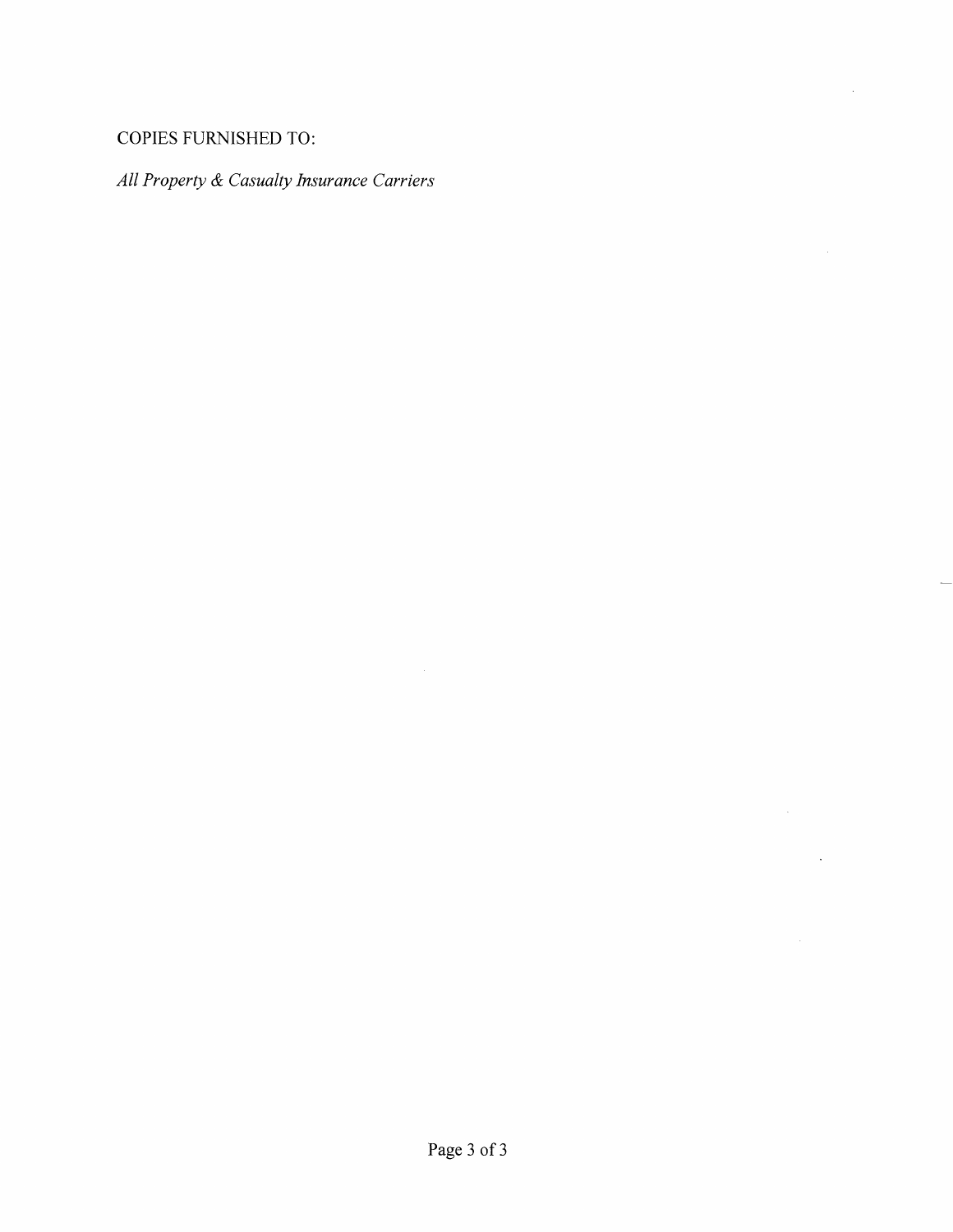COPIES FURNISHED TO:

*All Property & Casualty Insurance Carriers*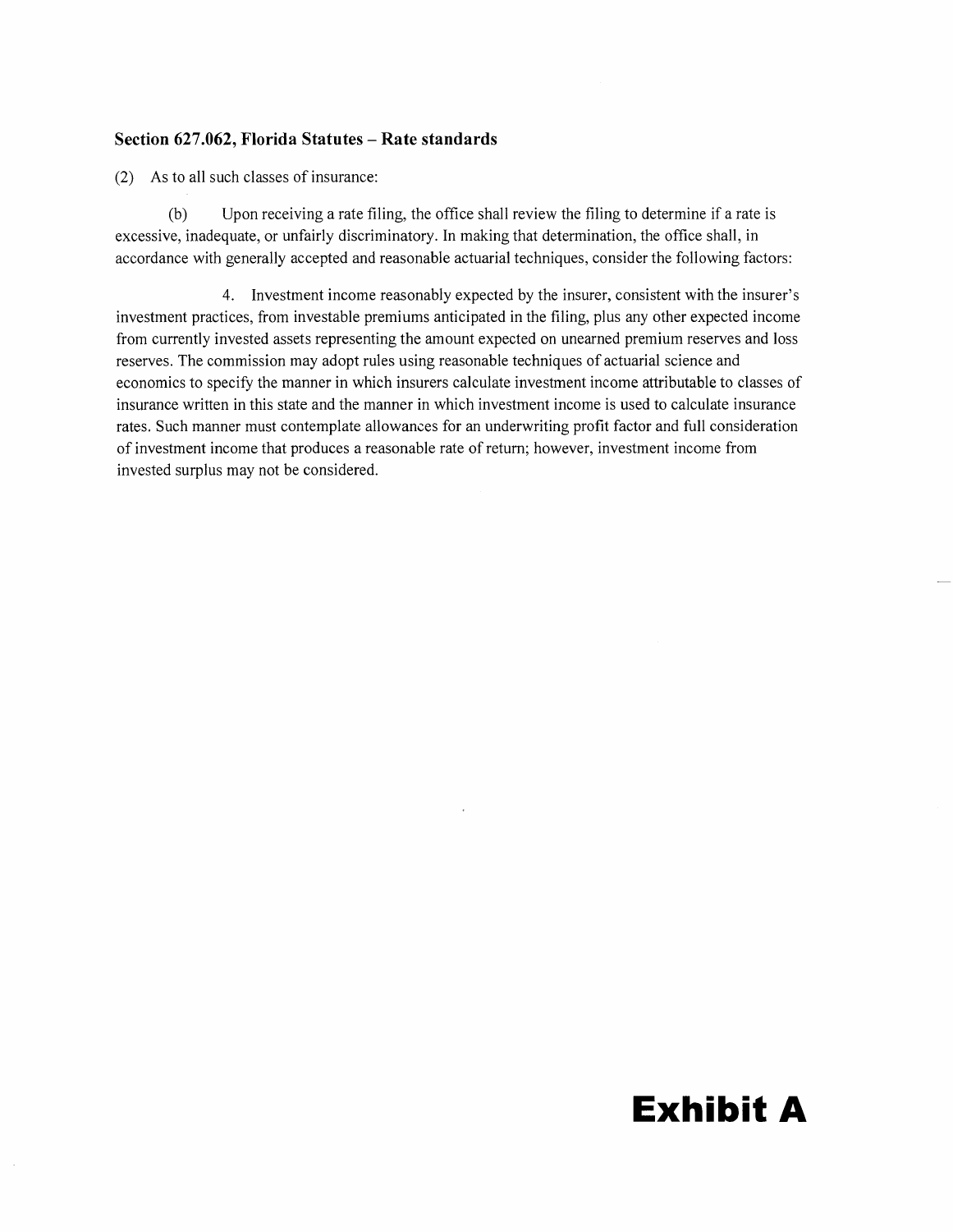**Section 627.062, Florida Statutes – Rate standards**

(2) As to all such classes of insurance:

(b) Upon receiving a rate filing, the office shall review the filing to determine if a rate is excessive, inadequate, or unfairly discriminatory. In making that determination, the office shall, in accordance with generally accepted and reasonable actuarial techniques, consider the following factors:

4. Investment income reasonably expected by the insurer, consistent with the insurer's investment practices, from investable premiums anticipated in the filing, plus any other expected income from currently invested assets representing the amount expected on unearned premium reserves and loss reserves. The commission may adopt rules using reasonable techniques of actuarial science and economics to specify the manner in which insurers calculate investment income attributable to classes of insurance written in this state and the manner in which investment income is used to calculate insurance rates. Such manner must contemplate allowances for an underwriting profit factor and full consideration of investment income that produces a reasonable rate of return; however, investment income from invested surplus may not be considered.

# Exhibit A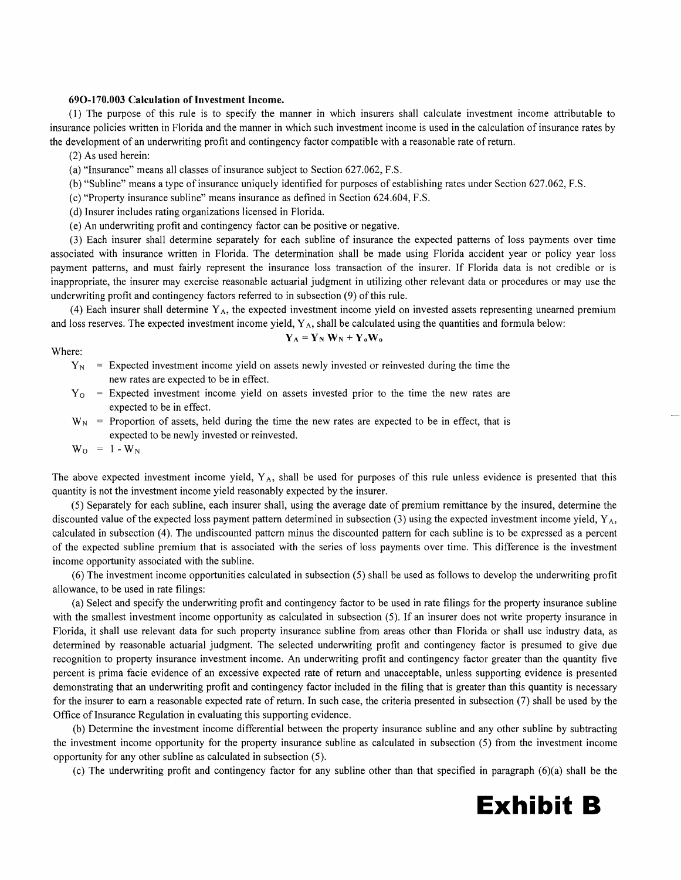**69O-170.003 Calculation of Investment Income.**

(1) The purpose of this rule is to specify the manner in which insurers shall calculate investment income attributable to insurance policies written in Florida and the manner in which such investment income is used in the calculation of insurance rates by the development of an underwriting profit and contingency factor compatible with a reasonable rate of return.

(2) As used herein:

(a) "Insurance" means all classes of insurance subject to Section 627.062, F.S.

(b) "Subline" means a type of insurance uniquely identified for purposes of establishing rates under Section 627.062, F.S.

(c) "Property insurance subline" means insurance as defined in Section 624.604, F.S.

(d) Insurer includes rating organizations licensed in Florida.

(e) An underwriting profit and contingency factor can be positive or negative.

(3) Each insurer shall determine separately for each subline of insurance the expected patterns of loss payments over time associated with insurance written in Florida. The determination shall be made using Florida accident year or policy year loss payment patterns, and must fairly represent the insurance loss transaction of the insurer. If Florida data is not credible or is inappropriate, the insurer may exercise reasonable actuarial judgment in utilizing other relevant data or procedures or may use the underwriting profit and contingency factors referred to in subsection (9) of this rule.

(4) Each insurer shall determine $Y_A$, the expected investment income yield on invested assets representing unearned premium and loss reserves. The expected investment income yield, $Y_A$, shall be calculated using the quantities and formula below:

$$Y_A = Y_N W_N + Y_o W_o$$

Where:

$Y_N$ = Expected investment income yield on assets newly invested or reinvested during the time the new rates are expected to be in effect.

$Y_O$ = Expected investment income yield on assets invested prior to the time the new rates are expected to be in effect.

$W_N$ = Proportion of assets, held during the time the new rates are expected to be in effect, that is expected to be newly invested or reinvested.

$W_O$ = $1 - W_N$

The above expected investment income yield, $Y_A$, shall be used for purposes of this rule unless evidence is presented that this quantity is not the investment income yield reasonably expected by the insurer.

(5) Separately for each subline, each insurer shall, using the average date of premium remittance by the insured, determine the discounted value of the expected loss payment pattern determined in subsection (3) using the expected investment income yield, $Y_A$, calculated in subsection (4). The undiscounted pattern minus the discounted pattern for each subline is to be expressed as a percent of the expected subline premium that is associated with the series of loss payments over time. This difference is the investment income opportunity associated with the subline.

(6) The investment income opportunities calculated in subsection (5) shall be used as follows to develop the underwriting profit allowance, to be used in rate filings:

(a) Select and specify the underwriting profit and contingency factor to be used in rate filings for the property insurance subline with the smallest investment income opportunity as calculated in subsection (5). If an insurer does not write property insurance in Florida, it shall use relevant data for such property insurance subline from areas other than Florida or shall use industry data, as determined by reasonable actuarial judgment. The selected underwriting profit and contingency factor is presumed to give due recognition to property insurance investment income. An underwriting profit and contingency factor greater than the quantity five percent is prima facie evidence of an excessive expected rate of return and unacceptable, unless supporting evidence is presented demonstrating that an underwriting profit and contingency factor included in the filing that is greater than this quantity is necessary for the insurer to earn a reasonable expected rate of return. In such case, the criteria presented in subsection (7) shall be used by the Office of Insurance Regulation in evaluating this supporting evidence.

(b) Determine the investment income differential between the property insurance subline and any other subline by subtracting the investment income opportunity for the property insurance subline as calculated in subsection (5) from the investment income opportunity for any other subline as calculated in subsection (5).

(c) The underwriting profit and contingency factor for any subline other than that specified in paragraph (6)(a) shall be the

**Exhibit B**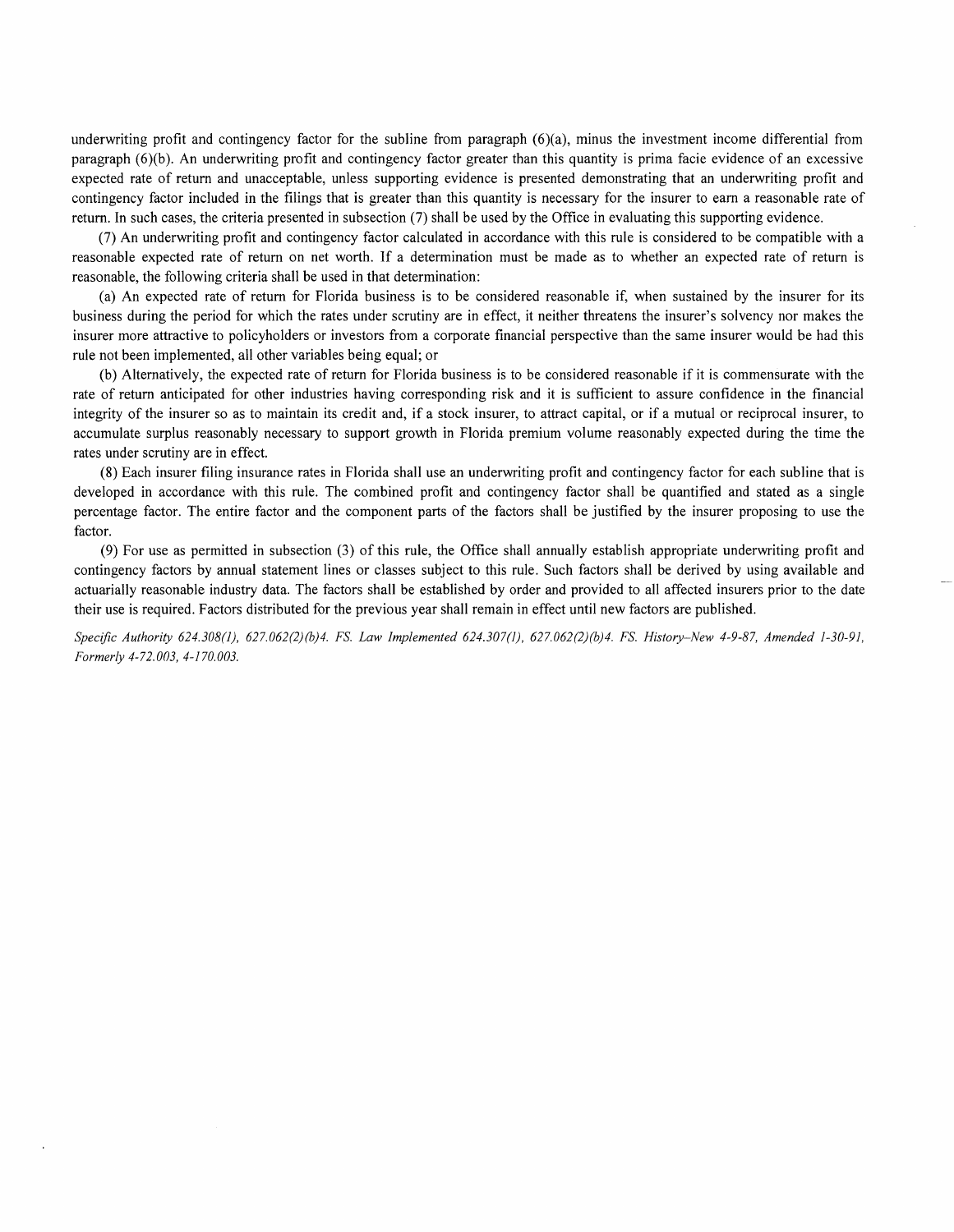underwriting profit and contingency factor for the subline from paragraph (6)(a), minus the investment income differential from paragraph (6)(b). An underwriting profit and contingency factor greater than this quantity is prima facie evidence of an excessive expected rate of return and unacceptable, unless supporting evidence is presented demonstrating that an underwriting profit and contingency factor included in the filings that is greater than this quantity is necessary for the insurer to earn a reasonable rate of return. In such cases, the criteria presented in subsection (7) shall be used by the Office in evaluating this supporting evidence.

(7) An underwriting profit and contingency factor calculated in accordance with this rule is considered to be compatible with a reasonable expected rate of return on net worth. If a determination must be made as to whether an expected rate of return is reasonable, the following criteria shall be used in that determination:

(a) An expected rate of return for Florida business is to be considered reasonable if, when sustained by the insurer for its business during the period for which the rates under scrutiny are in effect, it neither threatens the insurer's solvency nor makes the insurer more attractive to policyholders or investors from a corporate financial perspective than the same insurer would be had this rule not been implemented, all other variables being equal; or

(b) Alternatively, the expected rate of return for Florida business is to be considered reasonable if it is commensurate with the rate of return anticipated for other industries having corresponding risk and it is sufficient to assure confidence in the financial integrity of the insurer so as to maintain its credit and, if a stock insurer, to attract capital, or if a mutual or reciprocal insurer, to accumulate surplus reasonably necessary to support growth in Florida premium volume reasonably expected during the time the rates under scrutiny are in effect.

(8) Each insurer filing insurance rates in Florida shall use an underwriting profit and contingency factor for each subline that is developed in accordance with this rule. The combined profit and contingency factor shall be quantified and stated as a single percentage factor. The entire factor and the component parts of the factors shall be justified by the insurer proposing to use the factor.

(9) For use as permitted in subsection (3) of this rule, the Office shall annually establish appropriate underwriting profit and contingency factors by annual statement lines or classes subject to this rule. Such factors shall be derived by using available and actuarially reasonable industry data. The factors shall be established by order and provided to all affected insurers prior to the date their use is required. Factors distributed for the previous year shall remain in effect until new factors are published.

*Specific Authority 624.308(1), 627.062(2)(b)4. FS. Law Implemented 624.307(1), 627.062(2)(b)4. FS. History–New 4-9-87, Amended 1-30-91, Formerly 4-72.003, 4-170.003.*